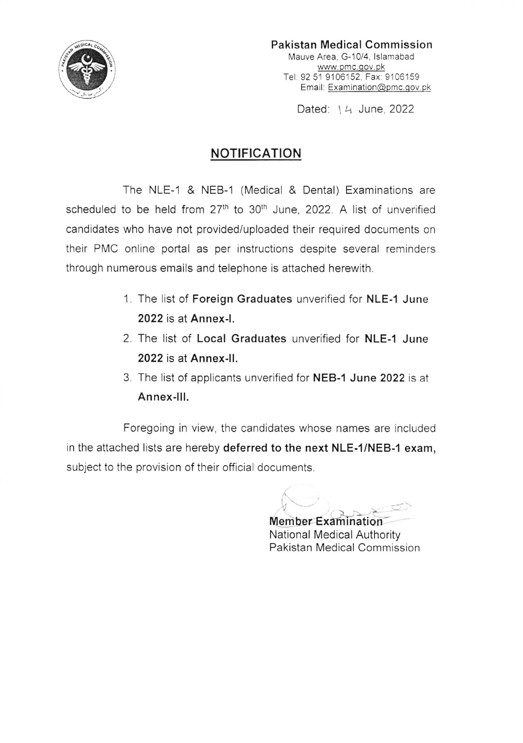**Pakistan Medical Commission**
Mauve Area, G-10/4, Islamabad
www.pmc.gov.pk
Tel: 92 51 9106152, Fax: 9106159
Email: Examination@pmc.gov.pk

Dated: 14 June, 2022

## NOTIFICATION

The NLE-1 & NEB-1 (Medical & Dental) Examinations are scheduled to be held from 27th to 30th June, 2022. A list of unverified candidates who have not provided/uploaded their required documents on their PMC online portal as per instructions despite several reminders through numerous emails and telephone is attached herewith.

1. The list of **Foreign Graduates** unverified for **NLE-1 June 2022** is at **Annex-I.**
2. The list of **Local Graduates** unverified for **NLE-1 June 2022** is at **Annex-II.**
3. The list of applicants unverified for **NEB-1 June 2022** is at **Annex-III.**

Foregoing in view, the candidates whose names are included in the attached lists are hereby **deferred to the next NLE-1/NEB-1 exam,** subject to the provision of their official documents.

**Member Examination**
National Medical Authority
Pakistan Medical Commission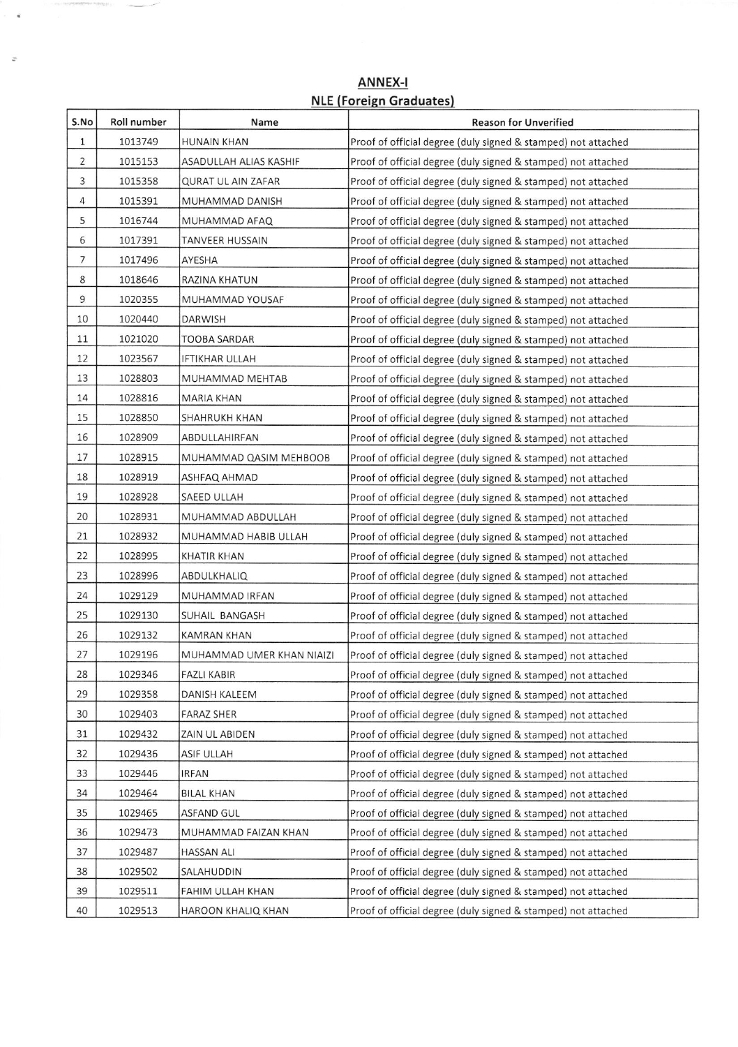**ANNEX-I**

**NLE (Foreign Graduates)**

| S.No | Roll number | Name | Reason for Unverified |
|---|---|---|---|
| 1 | 1013749 | HUNAIN KHAN | Proof of official degree (duly signed & stamped) not attached |
| 2 | 1015153 | ASADULLAH ALIAS KASHIF | Proof of official degree (duly signed & stamped) not attached |
| 3 | 1015358 | QURAT UL AIN ZAFAR | Proof of official degree (duly signed & stamped) not attached |
| 4 | 1015391 | MUHAMMAD DANISH | Proof of official degree (duly signed & stamped) not attached |
| 5 | 1016744 | MUHAMMAD AFAQ | Proof of official degree (duly signed & stamped) not attached |
| 6 | 1017391 | TANVEER HUSSAIN | Proof of official degree (duly signed & stamped) not attached |
| 7 | 1017496 | AYESHA | Proof of official degree (duly signed & stamped) not attached |
| 8 | 1018646 | RAZINA KHATUN | Proof of official degree (duly signed & stamped) not attached |
| 9 | 1020355 | MUHAMMAD YOUSAF | Proof of official degree (duly signed & stamped) not attached |
| 10 | 1020440 | DARWISH | Proof of official degree (duly signed & stamped) not attached |
| 11 | 1021020 | TOOBA SARDAR | Proof of official degree (duly signed & stamped) not attached |
| 12 | 1023567 | IFTIKHAR ULLAH | Proof of official degree (duly signed & stamped) not attached |
| 13 | 1028803 | MUHAMMAD MEHTAB | Proof of official degree (duly signed & stamped) not attached |
| 14 | 1028816 | MARIA KHAN | Proof of official degree (duly signed & stamped) not attached |
| 15 | 1028850 | SHAHRUKH KHAN | Proof of official degree (duly signed & stamped) not attached |
| 16 | 1028909 | ABDULLAHIRFAN | Proof of official degree (duly signed & stamped) not attached |
| 17 | 1028915 | MUHAMMAD QASIM MEHBOOB | Proof of official degree (duly signed & stamped) not attached |
| 18 | 1028919 | ASHFAQ AHMAD | Proof of official degree (duly signed & stamped) not attached |
| 19 | 1028928 | SAEED ULLAH | Proof of official degree (duly signed & stamped) not attached |
| 20 | 1028931 | MUHAMMAD ABDULLAH | Proof of official degree (duly signed & stamped) not attached |
| 21 | 1028932 | MUHAMMAD HABIB ULLAH | Proof of official degree (duly signed & stamped) not attached |
| 22 | 1028995 | KHATIR KHAN | Proof of official degree (duly signed & stamped) not attached |
| 23 | 1028996 | ABDULKHALIQ | Proof of official degree (duly signed & stamped) not attached |
| 24 | 1029129 | MUHAMMAD IRFAN | Proof of official degree (duly signed & stamped) not attached |
| 25 | 1029130 | SUHAIL BANGASH | Proof of official degree (duly signed & stamped) not attached |
| 26 | 1029132 | KAMRAN KHAN | Proof of official degree (duly signed & stamped) not attached |
| 27 | 1029196 | MUHAMMAD UMER KHAN NIAIZI | Proof of official degree (duly signed & stamped) not attached |
| 28 | 1029346 | FAZLI KABIR | Proof of official degree (duly signed & stamped) not attached |
| 29 | 1029358 | DANISH KALEEM | Proof of official degree (duly signed & stamped) not attached |
| 30 | 1029403 | FARAZ SHER | Proof of official degree (duly signed & stamped) not attached |
| 31 | 1029432 | ZAIN UL ABIDEN | Proof of official degree (duly signed & stamped) not attached |
| 32 | 1029436 | ASIF ULLAH | Proof of official degree (duly signed & stamped) not attached |
| 33 | 1029446 | IRFAN | Proof of official degree (duly signed & stamped) not attached |
| 34 | 1029464 | BILAL KHAN | Proof of official degree (duly signed & stamped) not attached |
| 35 | 1029465 | ASFAND GUL | Proof of official degree (duly signed & stamped) not attached |
| 36 | 1029473 | MUHAMMAD FAIZAN KHAN | Proof of official degree (duly signed & stamped) not attached |
| 37 | 1029487 | HASSAN ALI | Proof of official degree (duly signed & stamped) not attached |
| 38 | 1029502 | SALAHUDDIN | Proof of official degree (duly signed & stamped) not attached |
| 39 | 1029511 | FAHIM ULLAH KHAN | Proof of official degree (duly signed & stamped) not attached |
| 40 | 1029513 | HAROON KHALIQ KHAN | Proof of official degree (duly signed & stamped) not attached |